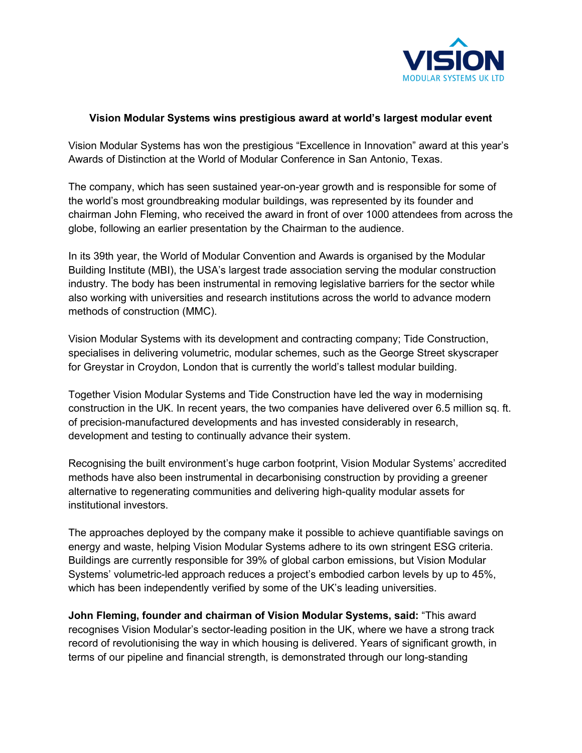VISION
MODULAR SYSTEMS UK LTD

**Vision Modular Systems wins prestigious award at world's largest modular event**

Vision Modular Systems has won the prestigious "Excellence in Innovation" award at this year's Awards of Distinction at the World of Modular Conference in San Antonio, Texas.

The company, which has seen sustained year-on-year growth and is responsible for some of the world's most groundbreaking modular buildings, was represented by its founder and chairman John Fleming, who received the award in front of over 1000 attendees from across the globe, following an earlier presentation by the Chairman to the audience.

In its 39th year, the World of Modular Convention and Awards is organised by the Modular Building Institute (MBI), the USA's largest trade association serving the modular construction industry. The body has been instrumental in removing legislative barriers for the sector while also working with universities and research institutions across the world to advance modern methods of construction (MMC).

Vision Modular Systems with its development and contracting company; Tide Construction, specialises in delivering volumetric, modular schemes, such as the George Street skyscraper for Greystar in Croydon, London that is currently the world's tallest modular building.

Together Vision Modular Systems and Tide Construction have led the way in modernising construction in the UK. In recent years, the two companies have delivered over 6.5 million sq. ft. of precision-manufactured developments and has invested considerably in research, development and testing to continually advance their system.

Recognising the built environment's huge carbon footprint, Vision Modular Systems' accredited methods have also been instrumental in decarbonising construction by providing a greener alternative to regenerating communities and delivering high-quality modular assets for institutional investors.

The approaches deployed by the company make it possible to achieve quantifiable savings on energy and waste, helping Vision Modular Systems adhere to its own stringent ESG criteria. Buildings are currently responsible for 39% of global carbon emissions, but Vision Modular Systems' volumetric-led approach reduces a project's embodied carbon levels by up to 45%, which has been independently verified by some of the UK's leading universities.

**John Fleming, founder and chairman of Vision Modular Systems, said:** "This award recognises Vision Modular's sector-leading position in the UK, where we have a strong track record of revolutionising the way in which housing is delivered. Years of significant growth, in terms of our pipeline and financial strength, is demonstrated through our long-standing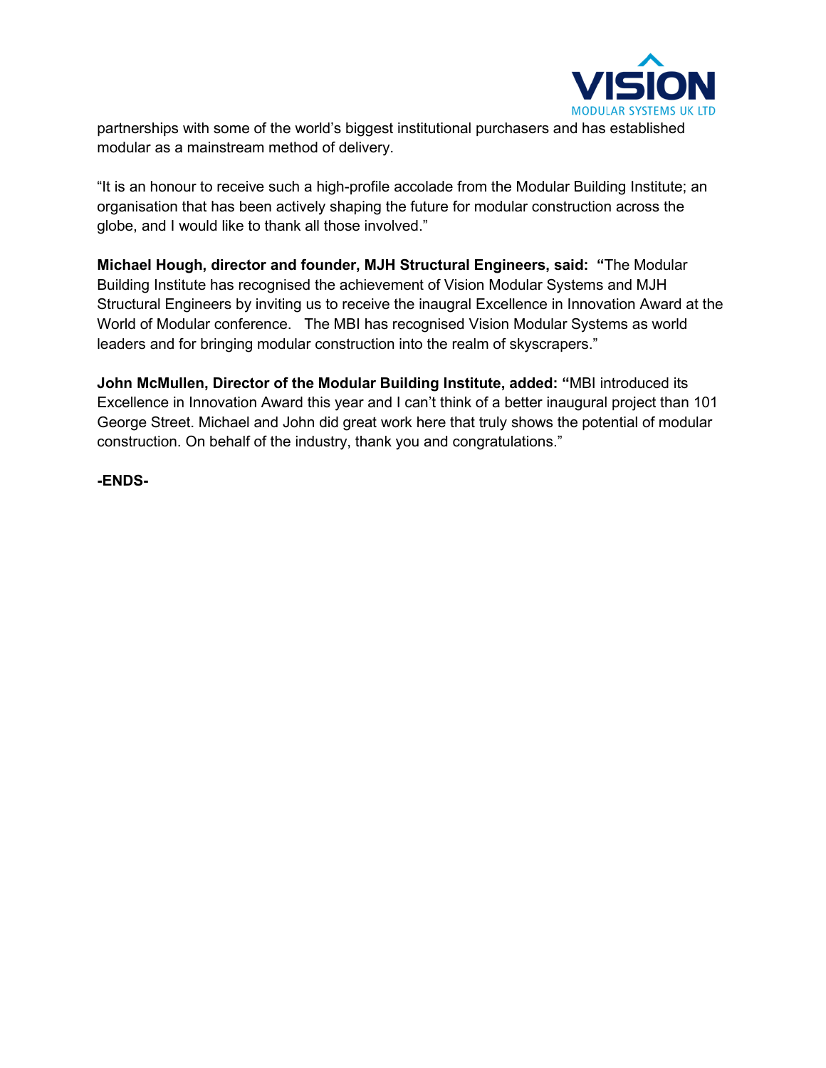partnerships with some of the world's biggest institutional purchasers and has established modular as a mainstream method of delivery.

"It is an honour to receive such a high-profile accolade from the Modular Building Institute; an organisation that has been actively shaping the future for modular construction across the globe, and I would like to thank all those involved."

**Michael Hough, director and founder, MJH Structural Engineers, said: "**The Modular Building Institute has recognised the achievement of Vision Modular Systems and MJH Structural Engineers by inviting us to receive the inaugral Excellence in Innovation Award at the World of Modular conference. The MBI has recognised Vision Modular Systems as world leaders and for bringing modular construction into the realm of skyscrapers."

**John McMullen, Director of the Modular Building Institute, added: "**MBI introduced its Excellence in Innovation Award this year and I can't think of a better inaugural project than 101 George Street. Michael and John did great work here that truly shows the potential of modular construction. On behalf of the industry, thank you and congratulations."

**-ENDS-**